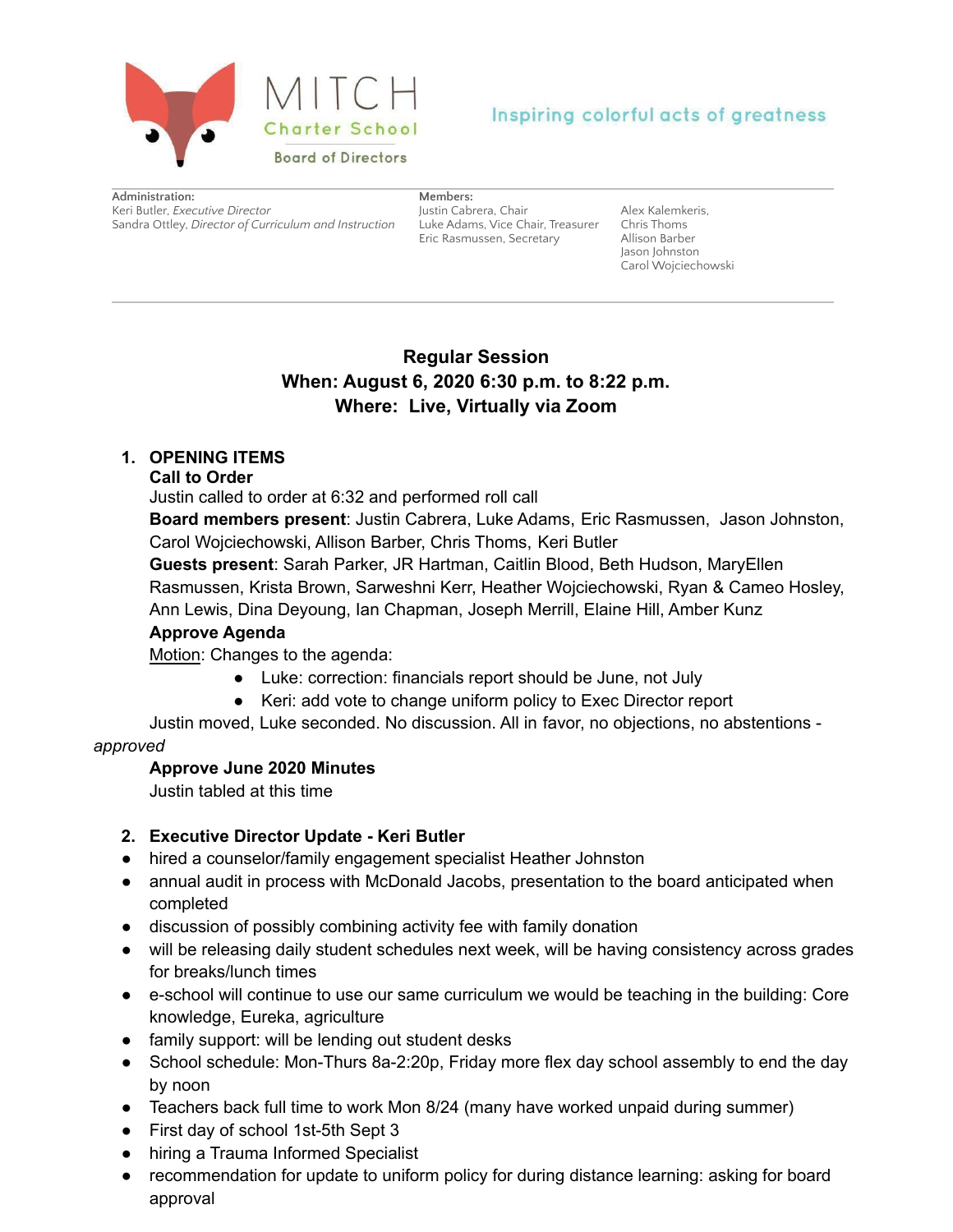MITCH

Charter School

Board of Directors

Inspiring colorful acts of greatness

**Administration:**
Keri Butler, *Executive Director*
Sandra Ottley, *Director of Curriculum and Instruction*

**Members:**
Justin Cabrera, Chair
Luke Adams, Vice Chair, Treasurer
Eric Rasmussen, Secretary
Alex Kalemkeris,
Chris Thoms
Allison Barber
Jason Johnston
Carol Wojciechowski

---

## Regular Session
## When: August 6, 2020 6:30 p.m. to 8:22 p.m.
## Where: Live, Virtually via Zoom

1. **OPENING ITEMS**

   **Call to Order**

   Justin called to order at 6:32 and performed roll call

   **Board members present**: Justin Cabrera, Luke Adams, Eric Rasmussen, Jason Johnston, Carol Wojciechowski, Allison Barber, Chris Thoms, Keri Butler

   **Guests present**: Sarah Parker, JR Hartman, Caitlin Blood, Beth Hudson, MaryEllen Rasmussen, Krista Brown, Sarweshni Kerr, Heather Wojciechowski, Ryan & Cameo Hosley, Ann Lewis, Dina Deyoung, Ian Chapman, Joseph Merrill, Elaine Hill, Amber Kunz

   **Approve Agenda**

   Motion: Changes to the agenda:

   - Luke: correction: financials report should be June, not July
   - Keri: add vote to change uniform policy to Exec Director report

   Justin moved, Luke seconded. No discussion. All in favor, no objections, no abstentions - *approved*

   **Approve June 2020 Minutes**

   Justin tabled at this time

2. **Executive Director Update - Keri Butler**

- hired a counselor/family engagement specialist Heather Johnston
- annual audit in process with McDonald Jacobs, presentation to the board anticipated when completed
- discussion of possibly combining activity fee with family donation
- will be releasing daily student schedules next week, will be having consistency across grades for breaks/lunch times
- e-school will continue to use our same curriculum we would be teaching in the building: Core knowledge, Eureka, agriculture
- family support: will be lending out student desks
- School schedule: Mon-Thurs 8a-2:20p, Friday more flex day school assembly to end the day by noon
- Teachers back full time to work Mon 8/24 (many have worked unpaid during summer)
- First day of school 1st-5th Sept 3
- hiring a Trauma Informed Specialist
- recommendation for update to uniform policy for during distance learning: asking for board approval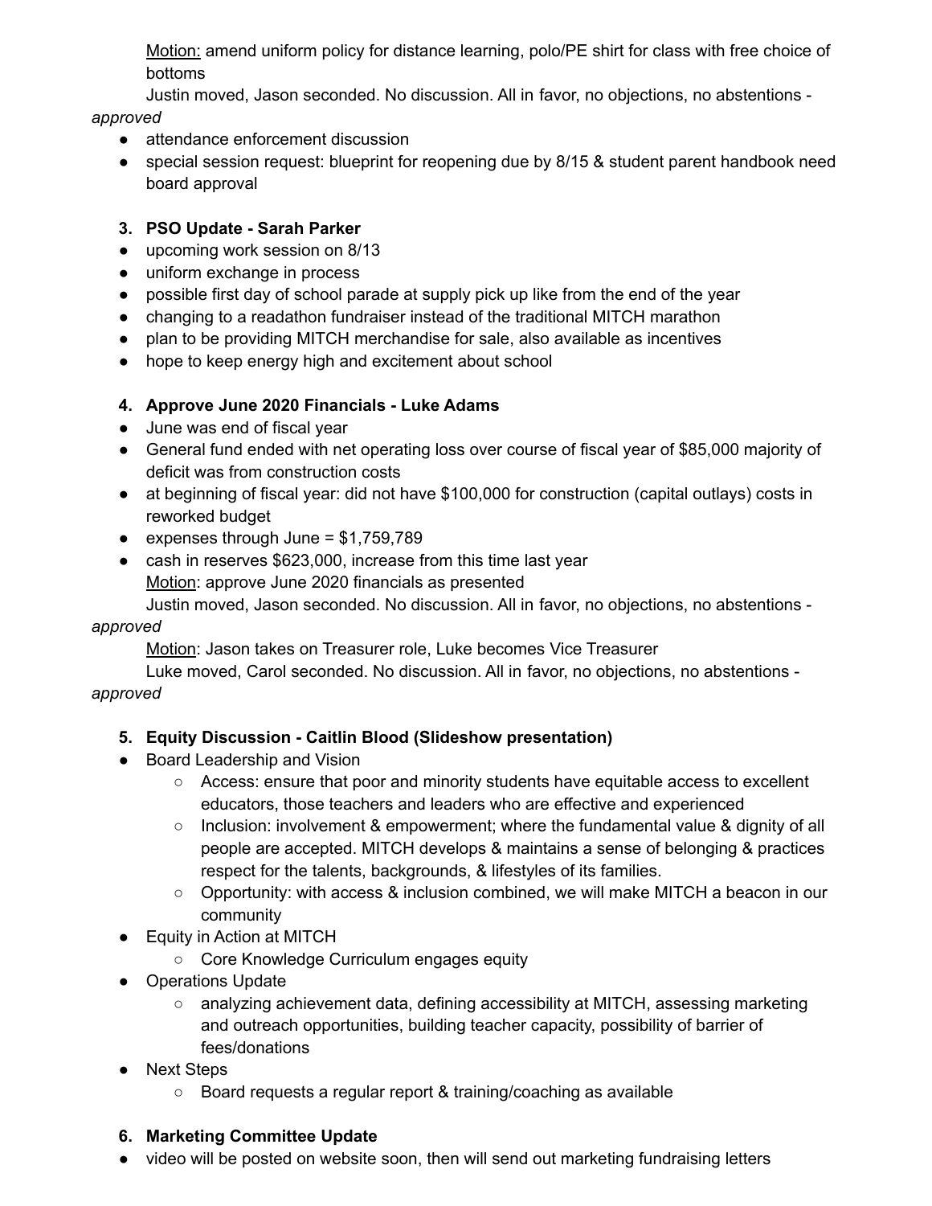<u>Motion:</u> amend uniform policy for distance learning, polo/PE shirt for class with free choice of bottoms

Justin moved, Jason seconded. No discussion. All in favor, no objections, no abstentions - *approved*

- attendance enforcement discussion
- special session request: blueprint for reopening due by 8/15 & student parent handbook need board approval

3. **PSO Update - Sarah Parker**

- upcoming work session on 8/13
- uniform exchange in process
- possible first day of school parade at supply pick up like from the end of the year
- changing to a readathon fundraiser instead of the traditional MITCH marathon
- plan to be providing MITCH merchandise for sale, also available as incentives
- hope to keep energy high and excitement about school

4. **Approve June 2020 Financials - Luke Adams**

- June was end of fiscal year
- General fund ended with net operating loss over course of fiscal year of $85,000 majority of deficit was from construction costs
- at beginning of fiscal year: did not have $100,000 for construction (capital outlays) costs in reworked budget
- expenses through June = $1,759,789
- cash in reserves $623,000, increase from this time last year

<u>Motion</u>: approve June 2020 financials as presented

Justin moved, Jason seconded. No discussion. All in favor, no objections, no abstentions - *approved*

<u>Motion</u>: Jason takes on Treasurer role, Luke becomes Vice Treasurer

Luke moved, Carol seconded. No discussion. All in favor, no objections, no abstentions - *approved*

5. **Equity Discussion - Caitlin Blood (Slideshow presentation)**

- Board Leadership and Vision
  - Access: ensure that poor and minority students have equitable access to excellent educators, those teachers and leaders who are effective and experienced
  - Inclusion: involvement & empowerment; where the fundamental value & dignity of all people are accepted. MITCH develops & maintains a sense of belonging & practices respect for the talents, backgrounds, & lifestyles of its families.
  - Opportunity: with access & inclusion combined, we will make MITCH a beacon in our community
- Equity in Action at MITCH
  - Core Knowledge Curriculum engages equity
- Operations Update
  - analyzing achievement data, defining accessibility at MITCH, assessing marketing and outreach opportunities, building teacher capacity, possibility of barrier of fees/donations
- Next Steps
  - Board requests a regular report & training/coaching as available

6. **Marketing Committee Update**

- video will be posted on website soon, then will send out marketing fundraising letters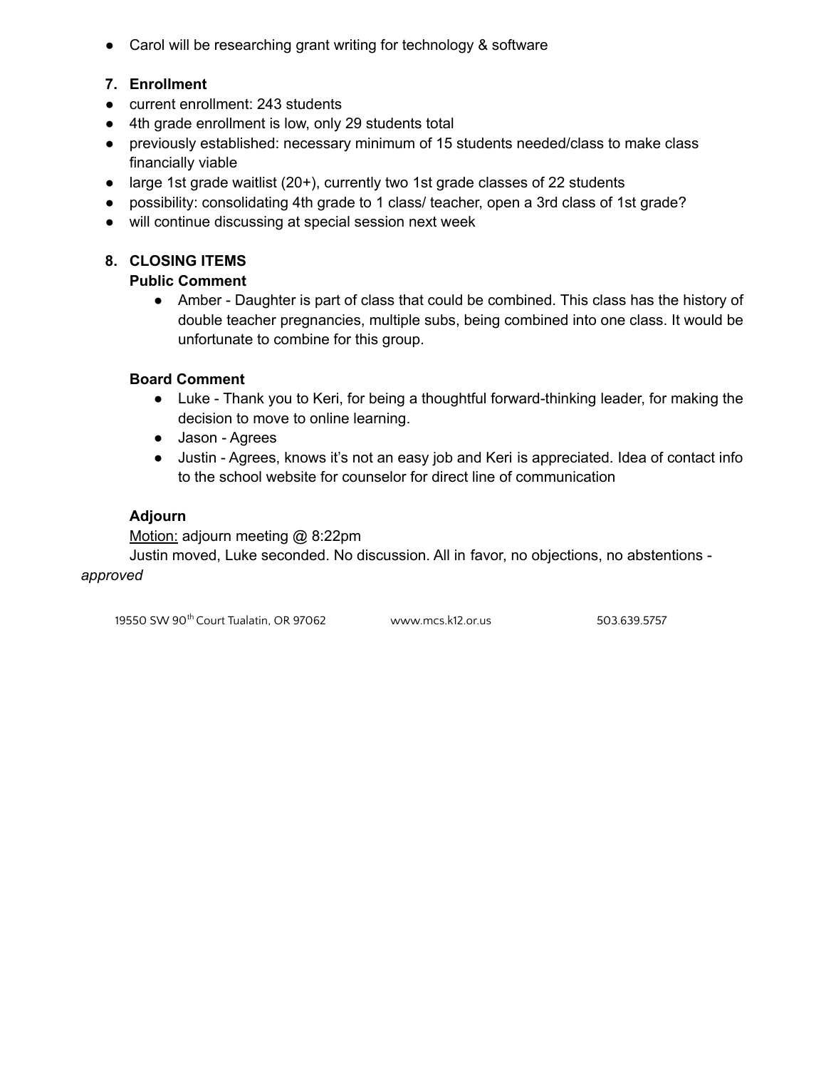- Carol will be researching grant writing for technology & software

7. **Enrollment**

- current enrollment: 243 students
- 4th grade enrollment is low, only 29 students total
- previously established: necessary minimum of 15 students needed/class to make class financially viable
- large 1st grade waitlist (20+), currently two 1st grade classes of 22 students
- possibility: consolidating 4th grade to 1 class/ teacher, open a 3rd class of 1st grade?
- will continue discussing at special session next week

8. **CLOSING ITEMS**

**Public Comment**

- Amber - Daughter is part of class that could be combined. This class has the history of double teacher pregnancies, multiple subs, being combined into one class. It would be unfortunate to combine for this group.

**Board Comment**

- Luke - Thank you to Keri, for being a thoughtful forward-thinking leader, for making the decision to move to online learning.
- Jason - Agrees
- Justin - Agrees, knows it's not an easy job and Keri is appreciated. Idea of contact info to the school website for counselor for direct line of communication

**Adjourn**

Motion: adjourn meeting @ 8:22pm

Justin moved, Luke seconded. No discussion. All in favor, no objections, no abstentions - *approved*